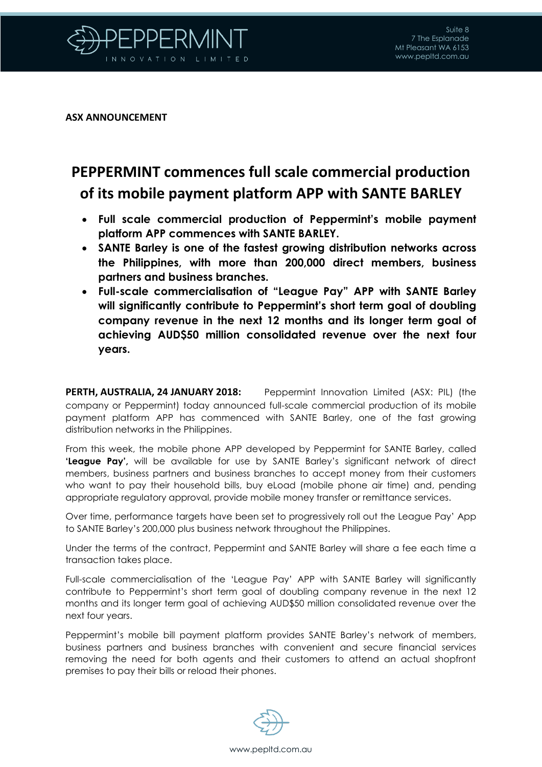**ASX ANNOUNCEMENT**

# PEPPERMINT commences full scale commercial production of its mobile payment platform APP with SANTE BARLEY

- **Full scale commercial production of Peppermint's mobile payment platform APP commences with SANTE BARLEY.**
- **SANTE Barley is one of the fastest growing distribution networks across the Philippines, with more than 200,000 direct members, business partners and business branches.**
- **Full-scale commercialisation of "League Pay" APP with SANTE Barley will significantly contribute to Peppermint's short term goal of doubling company revenue in the next 12 months and its longer term goal of achieving AUD$50 million consolidated revenue over the next four years.**

**PERTH, AUSTRALIA, 24 JANUARY 2018:** Peppermint Innovation Limited (ASX: PIL) (the company or Peppermint) today announced full-scale commercial production of its mobile payment platform APP has commenced with SANTE Barley, one of the fast growing distribution networks in the Philippines.

From this week, the mobile phone APP developed by Peppermint for SANTE Barley, called '**League Pay**', will be available for use by SANTE Barley's significant network of direct members, business partners and business branches to accept money from their customers who want to pay their household bills, buy eLoad (mobile phone air time) and, pending appropriate regulatory approval, provide mobile money transfer or remittance services.

Over time, performance targets have been set to progressively roll out the League Pay' App to SANTE Barley's 200,000 plus business network throughout the Philippines.

Under the terms of the contract, Peppermint and SANTE Barley will share a fee each time a transaction takes place.

Full-scale commercialisation of the 'League Pay' APP with SANTE Barley will significantly contribute to Peppermint's short term goal of doubling company revenue in the next 12 months and its longer term goal of achieving AUD$50 million consolidated revenue over the next four years.

Peppermint's mobile bill payment platform provides SANTE Barley's network of members, business partners and business branches with convenient and secure financial services removing the need for both agents and their customers to attend an actual shopfront premises to pay their bills or reload their phones.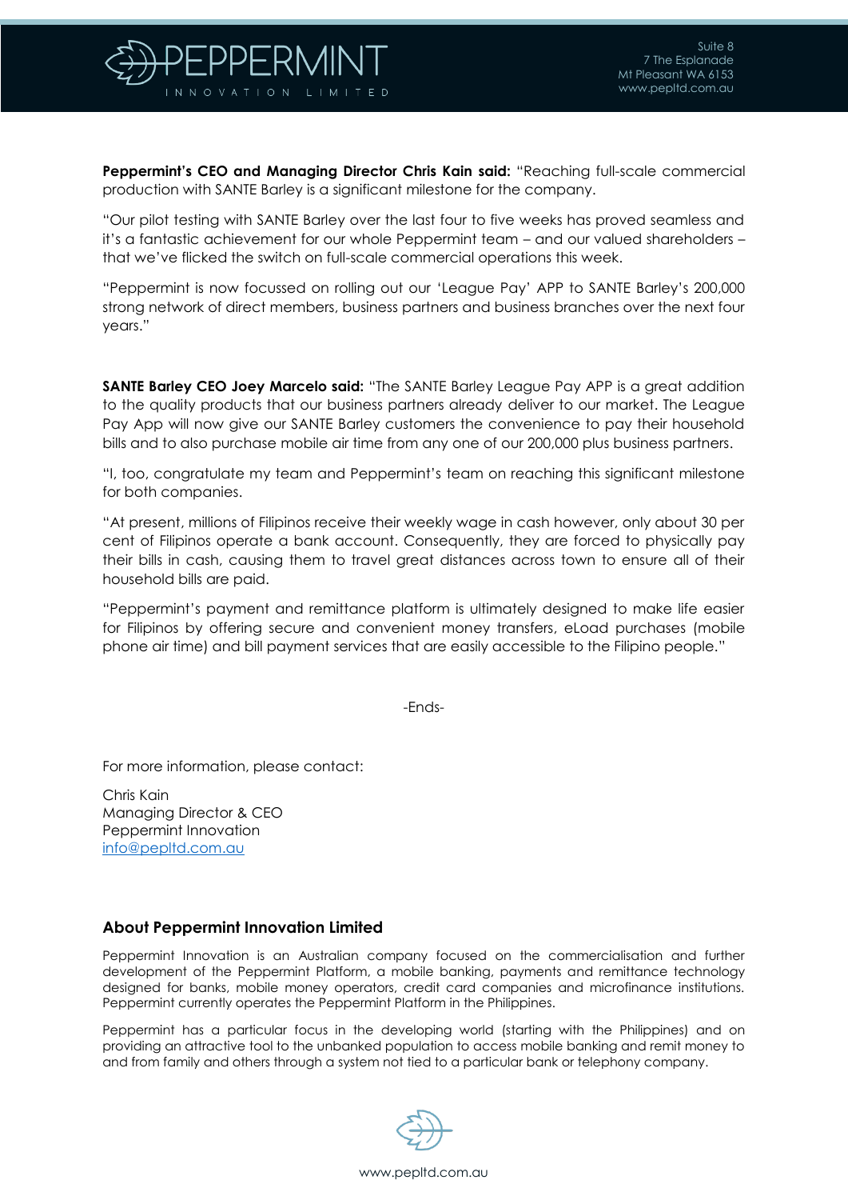**Peppermint's CEO and Managing Director Chris Kain said:** "Reaching full-scale commercial production with SANTE Barley is a significant milestone for the company.

"Our pilot testing with SANTE Barley over the last four to five weeks has proved seamless and it's a fantastic achievement for our whole Peppermint team – and our valued shareholders – that we've flicked the switch on full-scale commercial operations this week.

"Peppermint is now focussed on rolling out our 'League Pay' APP to SANTE Barley's 200,000 strong network of direct members, business partners and business branches over the next four years."

**SANTE Barley CEO Joey Marcelo said:** "The SANTE Barley League Pay APP is a great addition to the quality products that our business partners already deliver to our market. The League Pay App will now give our SANTE Barley customers the convenience to pay their household bills and to also purchase mobile air time from any one of our 200,000 plus business partners.

"I, too, congratulate my team and Peppermint's team on reaching this significant milestone for both companies.

"At present, millions of Filipinos receive their weekly wage in cash however, only about 30 per cent of Filipinos operate a bank account. Consequently, they are forced to physically pay their bills in cash, causing them to travel great distances across town to ensure all of their household bills are paid.

"Peppermint's payment and remittance platform is ultimately designed to make life easier for Filipinos by offering secure and convenient money transfers, eLoad purchases (mobile phone air time) and bill payment services that are easily accessible to the Filipino people."

-Ends-

For more information, please contact:

Chris Kain
Managing Director & CEO
Peppermint Innovation
info@pepltd.com.au

### About Peppermint Innovation Limited

Peppermint Innovation is an Australian company focused on the commercialisation and further development of the Peppermint Platform, a mobile banking, payments and remittance technology designed for banks, mobile money operators, credit card companies and microfinance institutions. Peppermint currently operates the Peppermint Platform in the Philippines.

Peppermint has a particular focus in the developing world (starting with the Philippines) and on providing an attractive tool to the unbanked population to access mobile banking and remit money to and from family and others through a system not tied to a particular bank or telephony company.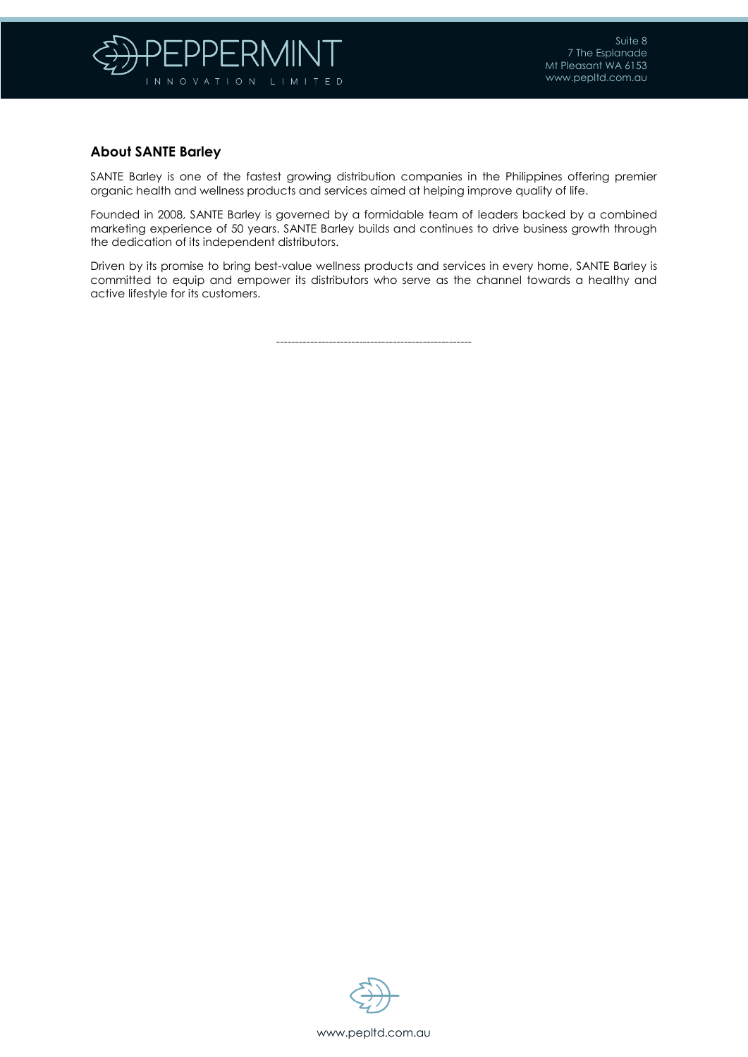## About SANTE Barley

SANTE Barley is one of the fastest growing distribution companies in the Philippines offering premier organic health and wellness products and services aimed at helping improve quality of life.

Founded in 2008, SANTE Barley is governed by a formidable team of leaders backed by a combined marketing experience of 50 years. SANTE Barley builds and continues to drive business growth through the dedication of its independent distributors.

Driven by its promise to bring best-value wellness products and services in every home, SANTE Barley is committed to equip and empower its distributors who serve as the channel towards a healthy and active lifestyle for its customers.

---------------------------------------------------